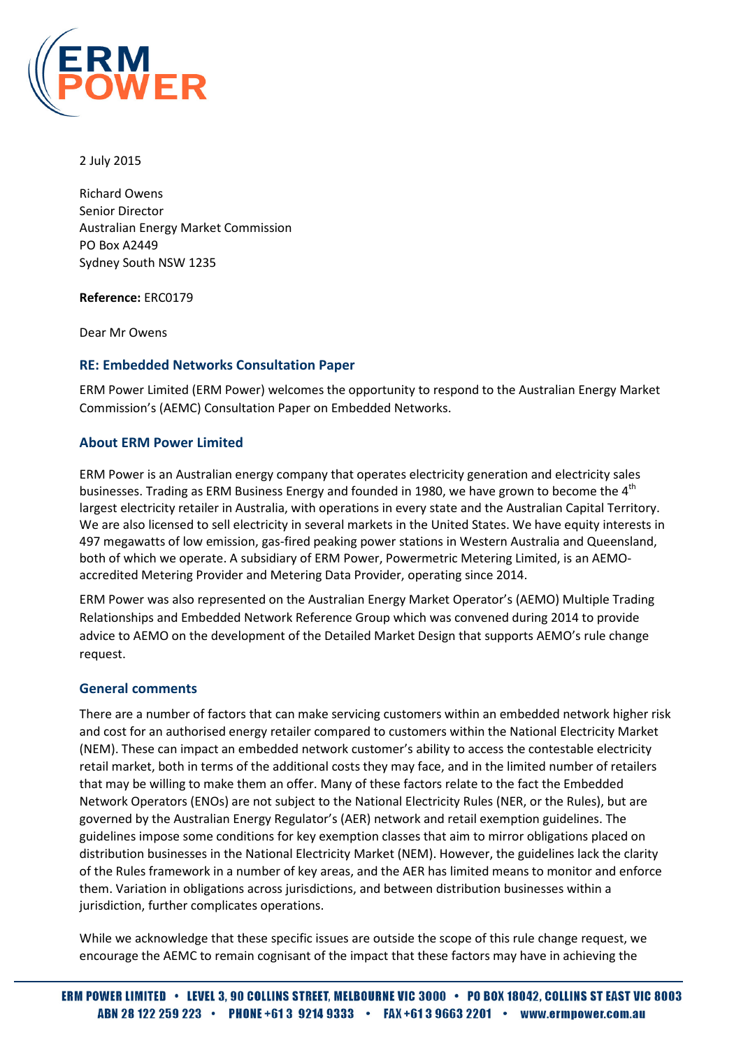2 July 2015

Richard Owens
Senior Director
Australian Energy Market Commission
PO Box A2449
Sydney South NSW 1235

**Reference:** ERC0179

Dear Mr Owens

## RE: Embedded Networks Consultation Paper

ERM Power Limited (ERM Power) welcomes the opportunity to respond to the Australian Energy Market Commission's (AEMC) Consultation Paper on Embedded Networks.

## About ERM Power Limited

ERM Power is an Australian energy company that operates electricity generation and electricity sales businesses. Trading as ERM Business Energy and founded in 1980, we have grown to become the 4th largest electricity retailer in Australia, with operations in every state and the Australian Capital Territory. We are also licensed to sell electricity in several markets in the United States. We have equity interests in 497 megawatts of low emission, gas-fired peaking power stations in Western Australia and Queensland, both of which we operate. A subsidiary of ERM Power, Powermetric Metering Limited, is an AEMO-accredited Metering Provider and Metering Data Provider, operating since 2014.

ERM Power was also represented on the Australian Energy Market Operator's (AEMO) Multiple Trading Relationships and Embedded Network Reference Group which was convened during 2014 to provide advice to AEMO on the development of the Detailed Market Design that supports AEMO's rule change request.

## General comments

There are a number of factors that can make servicing customers within an embedded network higher risk and cost for an authorised energy retailer compared to customers within the National Electricity Market (NEM). These can impact an embedded network customer's ability to access the contestable electricity retail market, both in terms of the additional costs they may face, and in the limited number of retailers that may be willing to make them an offer. Many of these factors relate to the fact the Embedded Network Operators (ENOs) are not subject to the National Electricity Rules (NER, or the Rules), but are governed by the Australian Energy Regulator's (AER) network and retail exemption guidelines. The guidelines impose some conditions for key exemption classes that aim to mirror obligations placed on distribution businesses in the National Electricity Market (NEM). However, the guidelines lack the clarity of the Rules framework in a number of key areas, and the AER has limited means to monitor and enforce them. Variation in obligations across jurisdictions, and between distribution businesses within a jurisdiction, further complicates operations.

While we acknowledge that these specific issues are outside the scope of this rule change request, we encourage the AEMC to remain cognisant of the impact that these factors may have in achieving the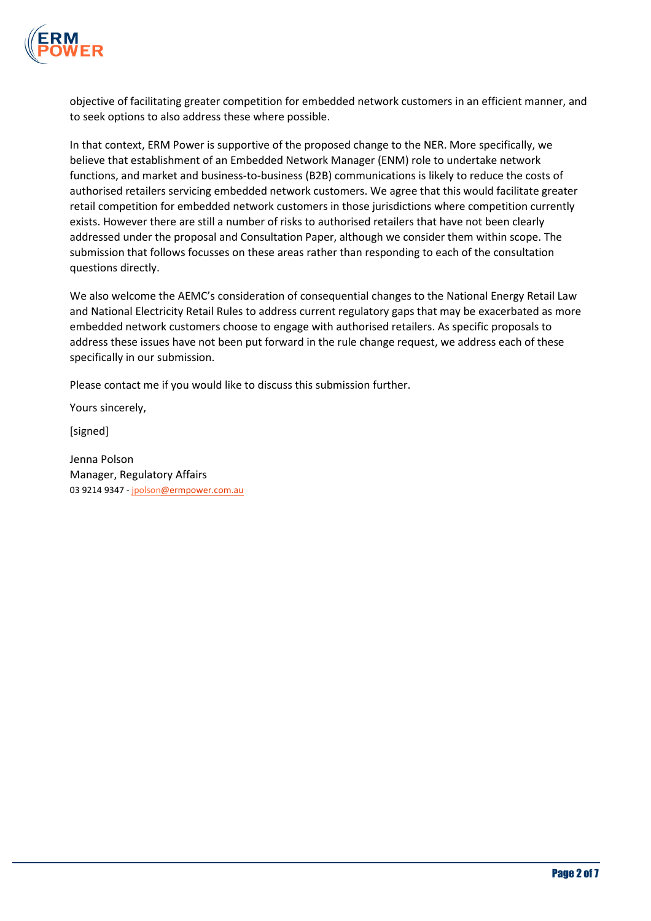objective of facilitating greater competition for embedded network customers in an efficient manner, and to seek options to also address these where possible.

In that context, ERM Power is supportive of the proposed change to the NER. More specifically, we believe that establishment of an Embedded Network Manager (ENM) role to undertake network functions, and market and business-to-business (B2B) communications is likely to reduce the costs of authorised retailers servicing embedded network customers. We agree that this would facilitate greater retail competition for embedded network customers in those jurisdictions where competition currently exists. However there are still a number of risks to authorised retailers that have not been clearly addressed under the proposal and Consultation Paper, although we consider them within scope. The submission that follows focusses on these areas rather than responding to each of the consultation questions directly.

We also welcome the AEMC's consideration of consequential changes to the National Energy Retail Law and National Electricity Retail Rules to address current regulatory gaps that may be exacerbated as more embedded network customers choose to engage with authorised retailers. As specific proposals to address these issues have not been put forward in the rule change request, we address each of these specifically in our submission.

Please contact me if you would like to discuss this submission further.

Yours sincerely,

[signed]

Jenna Polson
Manager, Regulatory Affairs
03 9214 9347 - jpolson@ermpower.com.au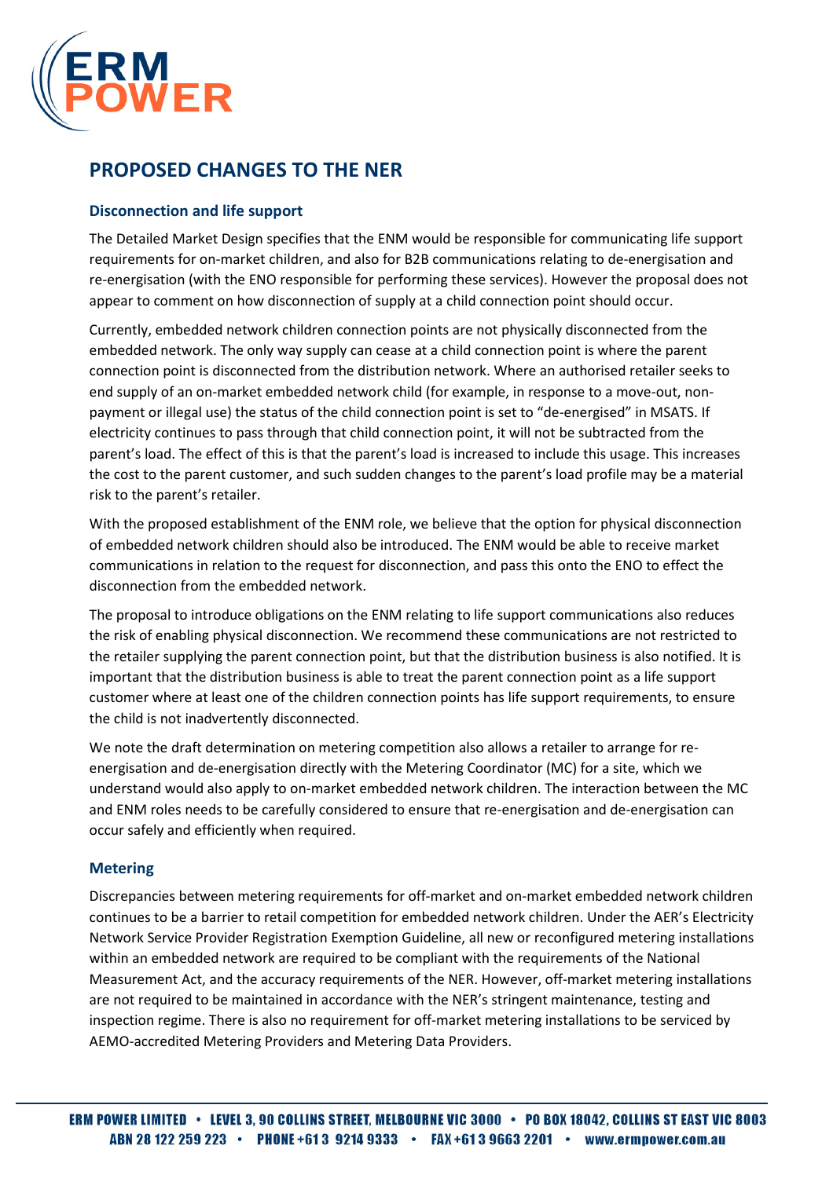## PROPOSED CHANGES TO THE NER

### Disconnection and life support

The Detailed Market Design specifies that the ENM would be responsible for communicating life support requirements for on-market children, and also for B2B communications relating to de-energisation and re-energisation (with the ENO responsible for performing these services). However the proposal does not appear to comment on how disconnection of supply at a child connection point should occur.

Currently, embedded network children connection points are not physically disconnected from the embedded network. The only way supply can cease at a child connection point is where the parent connection point is disconnected from the distribution network. Where an authorised retailer seeks to end supply of an on-market embedded network child (for example, in response to a move-out, non-payment or illegal use) the status of the child connection point is set to "de-energised" in MSATS. If electricity continues to pass through that child connection point, it will not be subtracted from the parent's load. The effect of this is that the parent's load is increased to include this usage. This increases the cost to the parent customer, and such sudden changes to the parent's load profile may be a material risk to the parent's retailer.

With the proposed establishment of the ENM role, we believe that the option for physical disconnection of embedded network children should also be introduced. The ENM would be able to receive market communications in relation to the request for disconnection, and pass this onto the ENO to effect the disconnection from the embedded network.

The proposal to introduce obligations on the ENM relating to life support communications also reduces the risk of enabling physical disconnection. We recommend these communications are not restricted to the retailer supplying the parent connection point, but that the distribution business is also notified. It is important that the distribution business is able to treat the parent connection point as a life support customer where at least one of the children connection points has life support requirements, to ensure the child is not inadvertently disconnected.

We note the draft determination on metering competition also allows a retailer to arrange for re-energisation and de-energisation directly with the Metering Coordinator (MC) for a site, which we understand would also apply to on-market embedded network children. The interaction between the MC and ENM roles needs to be carefully considered to ensure that re-energisation and de-energisation can occur safely and efficiently when required.

### Metering

Discrepancies between metering requirements for off-market and on-market embedded network children continues to be a barrier to retail competition for embedded network children. Under the AER's Electricity Network Service Provider Registration Exemption Guideline, all new or reconfigured metering installations within an embedded network are required to be compliant with the requirements of the National Measurement Act, and the accuracy requirements of the NER. However, off-market metering installations are not required to be maintained in accordance with the NER's stringent maintenance, testing and inspection regime. There is also no requirement for off-market metering installations to be serviced by AEMO-accredited Metering Providers and Metering Data Providers.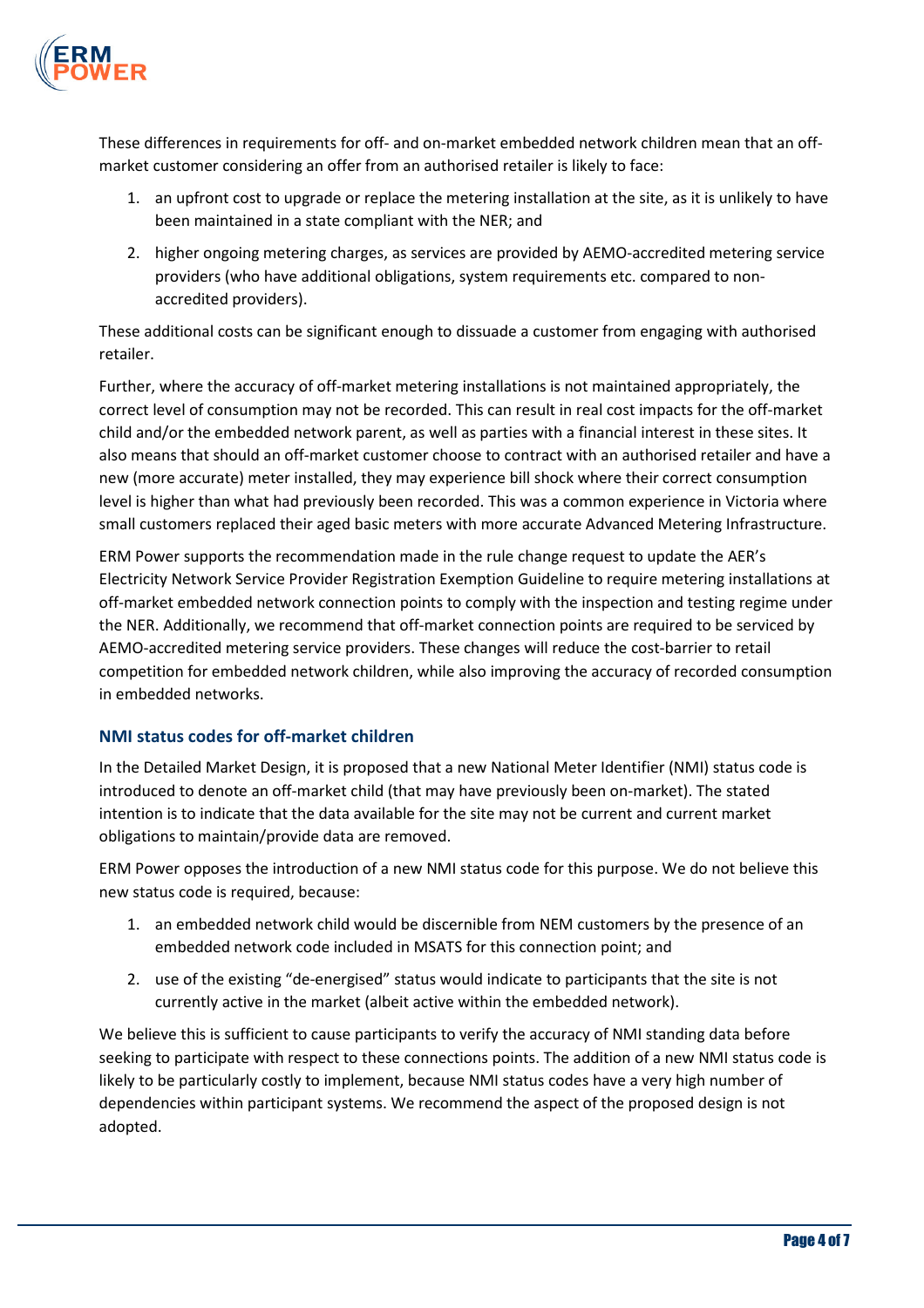These differences in requirements for off- and on-market embedded network children mean that an off-market customer considering an offer from an authorised retailer is likely to face:

1. an upfront cost to upgrade or replace the metering installation at the site, as it is unlikely to have been maintained in a state compliant with the NER; and
2. higher ongoing metering charges, as services are provided by AEMO-accredited metering service providers (who have additional obligations, system requirements etc. compared to non-accredited providers).

These additional costs can be significant enough to dissuade a customer from engaging with authorised retailer.

Further, where the accuracy of off-market metering installations is not maintained appropriately, the correct level of consumption may not be recorded. This can result in real cost impacts for the off-market child and/or the embedded network parent, as well as parties with a financial interest in these sites. It also means that should an off-market customer choose to contract with an authorised retailer and have a new (more accurate) meter installed, they may experience bill shock where their correct consumption level is higher than what had previously been recorded. This was a common experience in Victoria where small customers replaced their aged basic meters with more accurate Advanced Metering Infrastructure.

ERM Power supports the recommendation made in the rule change request to update the AER's Electricity Network Service Provider Registration Exemption Guideline to require metering installations at off-market embedded network connection points to comply with the inspection and testing regime under the NER. Additionally, we recommend that off-market connection points are required to be serviced by AEMO-accredited metering service providers. These changes will reduce the cost-barrier to retail competition for embedded network children, while also improving the accuracy of recorded consumption in embedded networks.

### NMI status codes for off-market children

In the Detailed Market Design, it is proposed that a new National Meter Identifier (NMI) status code is introduced to denote an off-market child (that may have previously been on-market). The stated intention is to indicate that the data available for the site may not be current and current market obligations to maintain/provide data are removed.

ERM Power opposes the introduction of a new NMI status code for this purpose. We do not believe this new status code is required, because:

1. an embedded network child would be discernible from NEM customers by the presence of an embedded network code included in MSATS for this connection point; and
2. use of the existing "de-energised" status would indicate to participants that the site is not currently active in the market (albeit active within the embedded network).

We believe this is sufficient to cause participants to verify the accuracy of NMI standing data before seeking to participate with respect to these connections points. The addition of a new NMI status code is likely to be particularly costly to implement, because NMI status codes have a very high number of dependencies within participant systems. We recommend the aspect of the proposed design is not adopted.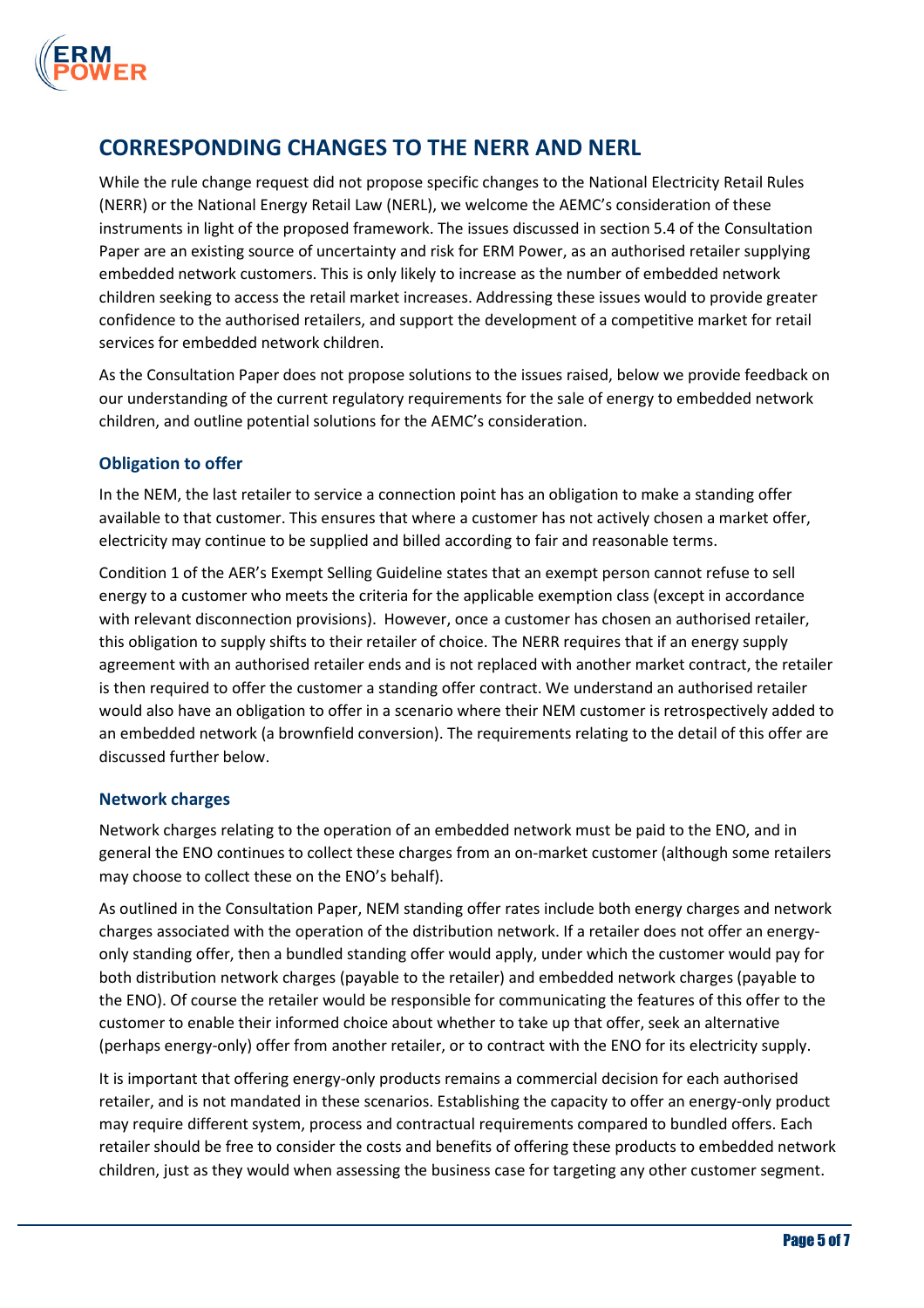# CORRESPONDING CHANGES TO THE NERR AND NERL

While the rule change request did not propose specific changes to the National Electricity Retail Rules (NERR) or the National Energy Retail Law (NERL), we welcome the AEMC's consideration of these instruments in light of the proposed framework. The issues discussed in section 5.4 of the Consultation Paper are an existing source of uncertainty and risk for ERM Power, as an authorised retailer supplying embedded network customers. This is only likely to increase as the number of embedded network children seeking to access the retail market increases. Addressing these issues would to provide greater confidence to the authorised retailers, and support the development of a competitive market for retail services for embedded network children.

As the Consultation Paper does not propose solutions to the issues raised, below we provide feedback on our understanding of the current regulatory requirements for the sale of energy to embedded network children, and outline potential solutions for the AEMC's consideration.

### Obligation to offer

In the NEM, the last retailer to service a connection point has an obligation to make a standing offer available to that customer. This ensures that where a customer has not actively chosen a market offer, electricity may continue to be supplied and billed according to fair and reasonable terms.

Condition 1 of the AER's Exempt Selling Guideline states that an exempt person cannot refuse to sell energy to a customer who meets the criteria for the applicable exemption class (except in accordance with relevant disconnection provisions). However, once a customer has chosen an authorised retailer, this obligation to supply shifts to their retailer of choice. The NERR requires that if an energy supply agreement with an authorised retailer ends and is not replaced with another market contract, the retailer is then required to offer the customer a standing offer contract. We understand an authorised retailer would also have an obligation to offer in a scenario where their NEM customer is retrospectively added to an embedded network (a brownfield conversion). The requirements relating to the detail of this offer are discussed further below.

### Network charges

Network charges relating to the operation of an embedded network must be paid to the ENO, and in general the ENO continues to collect these charges from an on-market customer (although some retailers may choose to collect these on the ENO's behalf).

As outlined in the Consultation Paper, NEM standing offer rates include both energy charges and network charges associated with the operation of the distribution network. If a retailer does not offer an energy-only standing offer, then a bundled standing offer would apply, under which the customer would pay for both distribution network charges (payable to the retailer) and embedded network charges (payable to the ENO). Of course the retailer would be responsible for communicating the features of this offer to the customer to enable their informed choice about whether to take up that offer, seek an alternative (perhaps energy-only) offer from another retailer, or to contract with the ENO for its electricity supply.

It is important that offering energy-only products remains a commercial decision for each authorised retailer, and is not mandated in these scenarios. Establishing the capacity to offer an energy-only product may require different system, process and contractual requirements compared to bundled offers. Each retailer should be free to consider the costs and benefits of offering these products to embedded network children, just as they would when assessing the business case for targeting any other customer segment.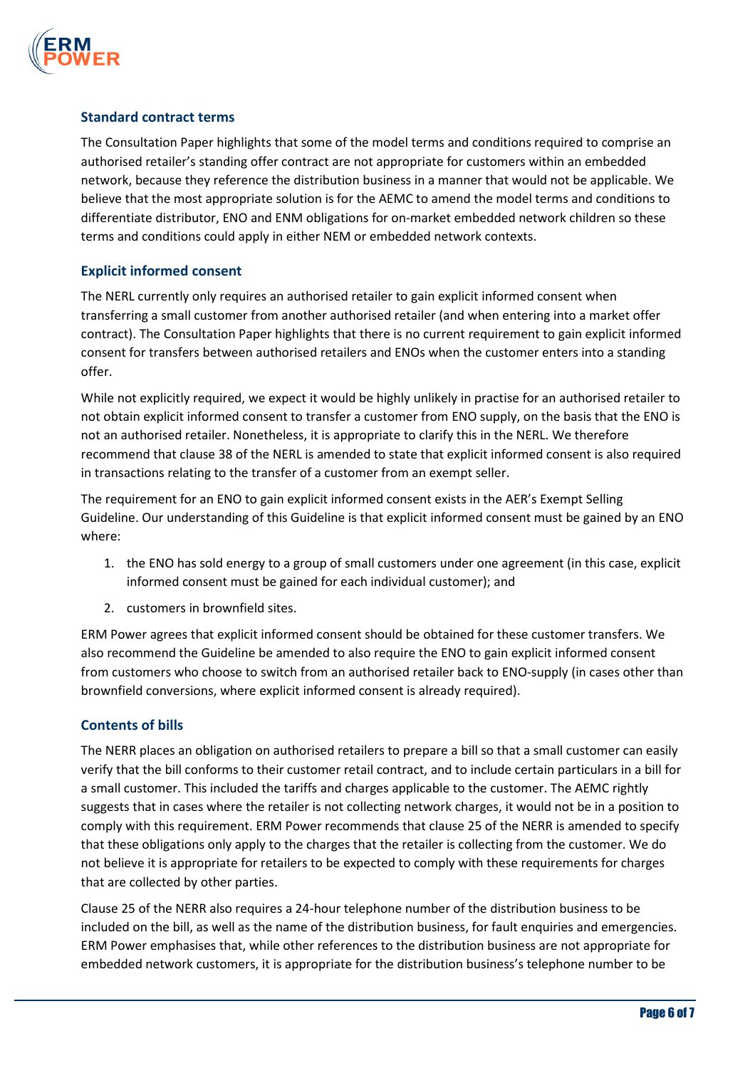### Standard contract terms

The Consultation Paper highlights that some of the model terms and conditions required to comprise an authorised retailer's standing offer contract are not appropriate for customers within an embedded network, because they reference the distribution business in a manner that would not be applicable. We believe that the most appropriate solution is for the AEMC to amend the model terms and conditions to differentiate distributor, ENO and ENM obligations for on-market embedded network children so these terms and conditions could apply in either NEM or embedded network contexts.

### Explicit informed consent

The NERL currently only requires an authorised retailer to gain explicit informed consent when transferring a small customer from another authorised retailer (and when entering into a market offer contract). The Consultation Paper highlights that there is no current requirement to gain explicit informed consent for transfers between authorised retailers and ENOs when the customer enters into a standing offer.

While not explicitly required, we expect it would be highly unlikely in practise for an authorised retailer to not obtain explicit informed consent to transfer a customer from ENO supply, on the basis that the ENO is not an authorised retailer. Nonetheless, it is appropriate to clarify this in the NERL. We therefore recommend that clause 38 of the NERL is amended to state that explicit informed consent is also required in transactions relating to the transfer of a customer from an exempt seller.

The requirement for an ENO to gain explicit informed consent exists in the AER's Exempt Selling Guideline. Our understanding of this Guideline is that explicit informed consent must be gained by an ENO where:

1. the ENO has sold energy to a group of small customers under one agreement (in this case, explicit informed consent must be gained for each individual customer); and
2. customers in brownfield sites.

ERM Power agrees that explicit informed consent should be obtained for these customer transfers. We also recommend the Guideline be amended to also require the ENO to gain explicit informed consent from customers who choose to switch from an authorised retailer back to ENO-supply (in cases other than brownfield conversions, where explicit informed consent is already required).

### Contents of bills

The NERR places an obligation on authorised retailers to prepare a bill so that a small customer can easily verify that the bill conforms to their customer retail contract, and to include certain particulars in a bill for a small customer. This included the tariffs and charges applicable to the customer. The AEMC rightly suggests that in cases where the retailer is not collecting network charges, it would not be in a position to comply with this requirement. ERM Power recommends that clause 25 of the NERR is amended to specify that these obligations only apply to the charges that the retailer is collecting from the customer. We do not believe it is appropriate for retailers to be expected to comply with these requirements for charges that are collected by other parties.

Clause 25 of the NERR also requires a 24-hour telephone number of the distribution business to be included on the bill, as well as the name of the distribution business, for fault enquiries and emergencies. ERM Power emphasises that, while other references to the distribution business are not appropriate for embedded network customers, it is appropriate for the distribution business's telephone number to be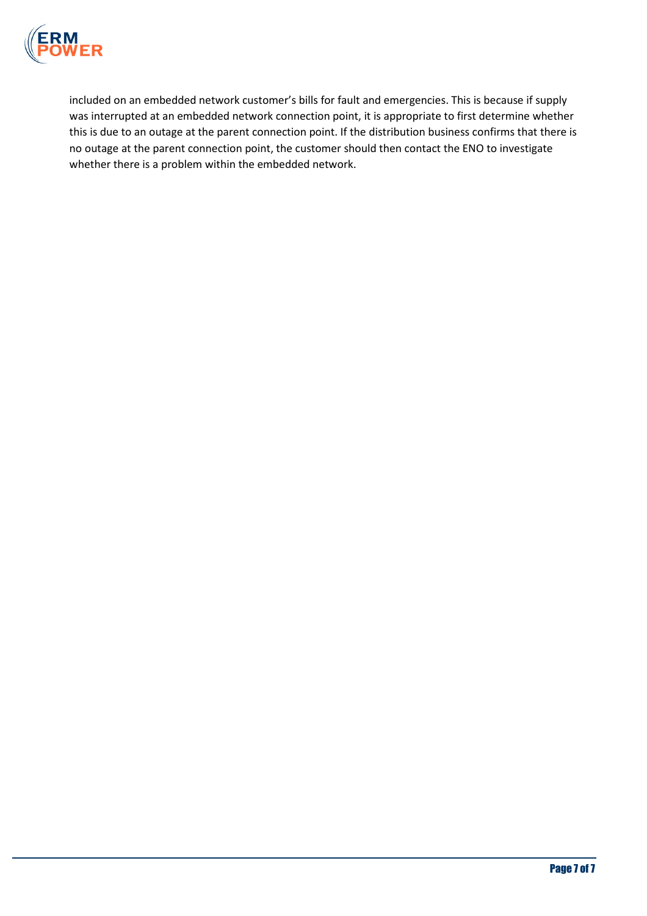included on an embedded network customer's bills for fault and emergencies. This is because if supply was interrupted at an embedded network connection point, it is appropriate to first determine whether this is due to an outage at the parent connection point. If the distribution business confirms that there is no outage at the parent connection point, the customer should then contact the ENO to investigate whether there is a problem within the embedded network.